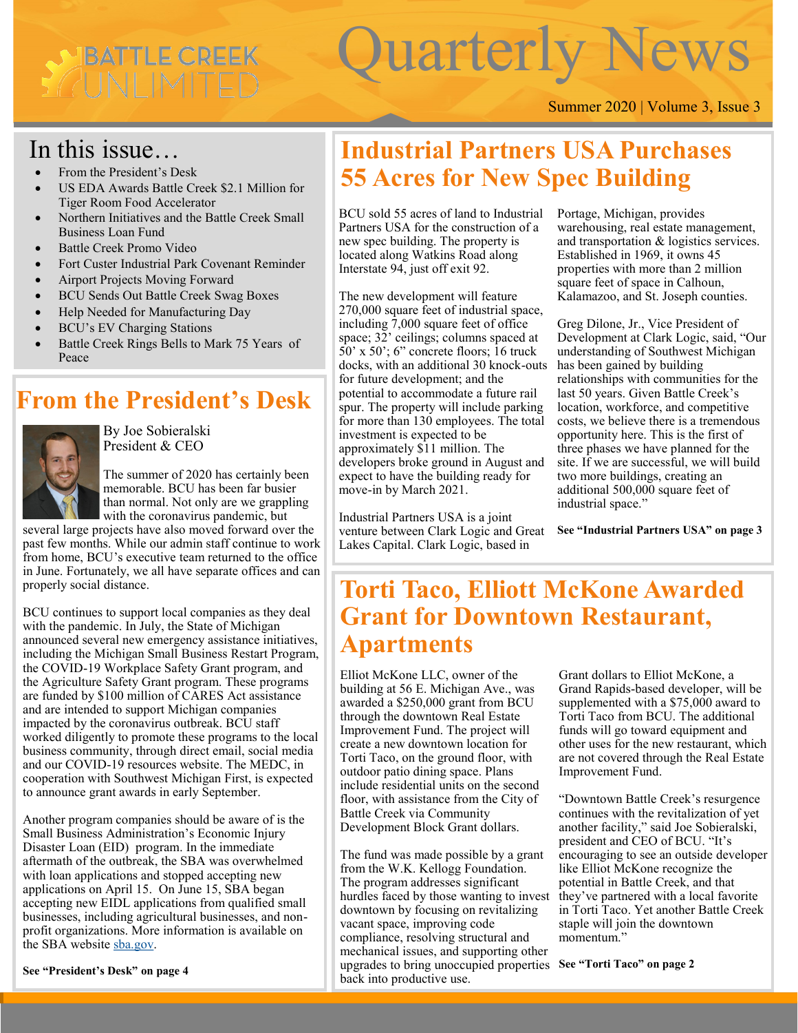# Quarterly News

Summer 2020 | Volume 3, Issue 3

## In this issue…

- From the President's Desk
- US EDA Awards Battle Creek $2.1 Million for Tiger Room Food Accelerator
- Northern Initiatives and the Battle Creek Small Business Loan Fund
- Battle Creek Promo Video
- Fort Custer Industrial Park Covenant Reminder
- Airport Projects Moving Forward
- BCU Sends Out Battle Creek Swag Boxes
- Help Needed for Manufacturing Day
- BCU's EV Charging Stations
- Battle Creek Rings Bells to Mark 75 Years of Peace

## From the President's Desk

By Joe Sobieralski
President & CEO

The summer of 2020 has certainly been memorable. BCU has been far busier than normal. Not only are we grappling with the coronavirus pandemic, but several large projects have also moved forward over the past few months. While our admin staff continue to work from home, BCU's executive team returned to the office in June. Fortunately, we all have separate offices and can properly social distance.

BCU continues to support local companies as they deal with the pandemic. In July, the State of Michigan announced several new emergency assistance initiatives, including the Michigan Small Business Restart Program, the COVID-19 Workplace Safety Grant program, and the Agriculture Safety Grant program. These programs are funded by $100 million of CARES Act assistance and are intended to support Michigan companies impacted by the coronavirus outbreak. BCU staff worked diligently to promote these programs to the local business community, through direct email, social media and our COVID-19 resources website. The MEDC, in cooperation with Southwest Michigan First, is expected to announce grant awards in early September.

Another program companies should be aware of is the Small Business Administration's Economic Injury Disaster Loan (EID) program. In the immediate aftermath of the outbreak, the SBA was overwhelmed with loan applications and stopped accepting new applications on April 15. On June 15, SBA began accepting new EIDL applications from qualified small businesses, including agricultural businesses, and non-profit organizations. More information is available on the SBA website sba.gov.

**See "President's Desk" on page 4**

## Industrial Partners USA Purchases 55 Acres for New Spec Building

BCU sold 55 acres of land to Industrial Partners USA for the construction of a new spec building. The property is located along Watkins Road along Interstate 94, just off exit 92.

The new development will feature 270,000 square feet of industrial space, including 7,000 square feet of office space; 32' ceilings; columns spaced at 50' x 50'; 6" concrete floors; 16 truck docks, with an additional 30 knock-outs for future development; and the potential to accommodate a future rail spur. The property will include parking for more than 130 employees. The total investment is expected to be approximately $11 million. The developers broke ground in August and expect to have the building ready for move-in by March 2021.

Industrial Partners USA is a joint venture between Clark Logic and Great Lakes Capital. Clark Logic, based in Portage, Michigan, provides warehousing, real estate management, and transportation & logistics services. Established in 1969, it owns 45 properties with more than 2 million square feet of space in Calhoun, Kalamazoo, and St. Joseph counties.

Greg Dilone, Jr., Vice President of Development at Clark Logic, said, "Our understanding of Southwest Michigan has been gained by building relationships with communities for the last 50 years. Given Battle Creek's location, workforce, and competitive costs, we believe there is a tremendous opportunity here. This is the first of three phases we have planned for the site. If we are successful, we will build two more buildings, creating an additional 500,000 square feet of industrial space."

**See "Industrial Partners USA" on page 3**

## Torti Taco, Elliott McKone Awarded Grant for Downtown Restaurant, Apartments

Elliot McKone LLC, owner of the building at 56 E. Michigan Ave., was awarded a $250,000 grant from BCU through the downtown Real Estate Improvement Fund. The project will create a new downtown location for Torti Taco, on the ground floor, with outdoor patio dining space. Plans include residential units on the second floor, with assistance from the City of Battle Creek via Community Development Block Grant dollars.

The fund was made possible by a grant from the W.K. Kellogg Foundation. The program addresses significant hurdles faced by those wanting to invest downtown by focusing on revitalizing vacant space, improving code compliance, resolving structural and mechanical issues, and supporting other upgrades to bring unoccupied properties back into productive use.

Grant dollars to Elliot McKone, a Grand Rapids-based developer, will be supplemented with a $75,000 award to Torti Taco from BCU. The additional funds will go toward equipment and other uses for the new restaurant, which are not covered through the Real Estate Improvement Fund.

"Downtown Battle Creek's resurgence continues with the revitalization of yet another facility," said Joe Sobieralski, president and CEO of BCU. "It's encouraging to see an outside developer like Elliot McKone recognize the potential in Battle Creek, and that they've partnered with a local favorite in Torti Taco. Yet another Battle Creek staple will join the downtown momentum."

**See "Torti Taco" on page 2**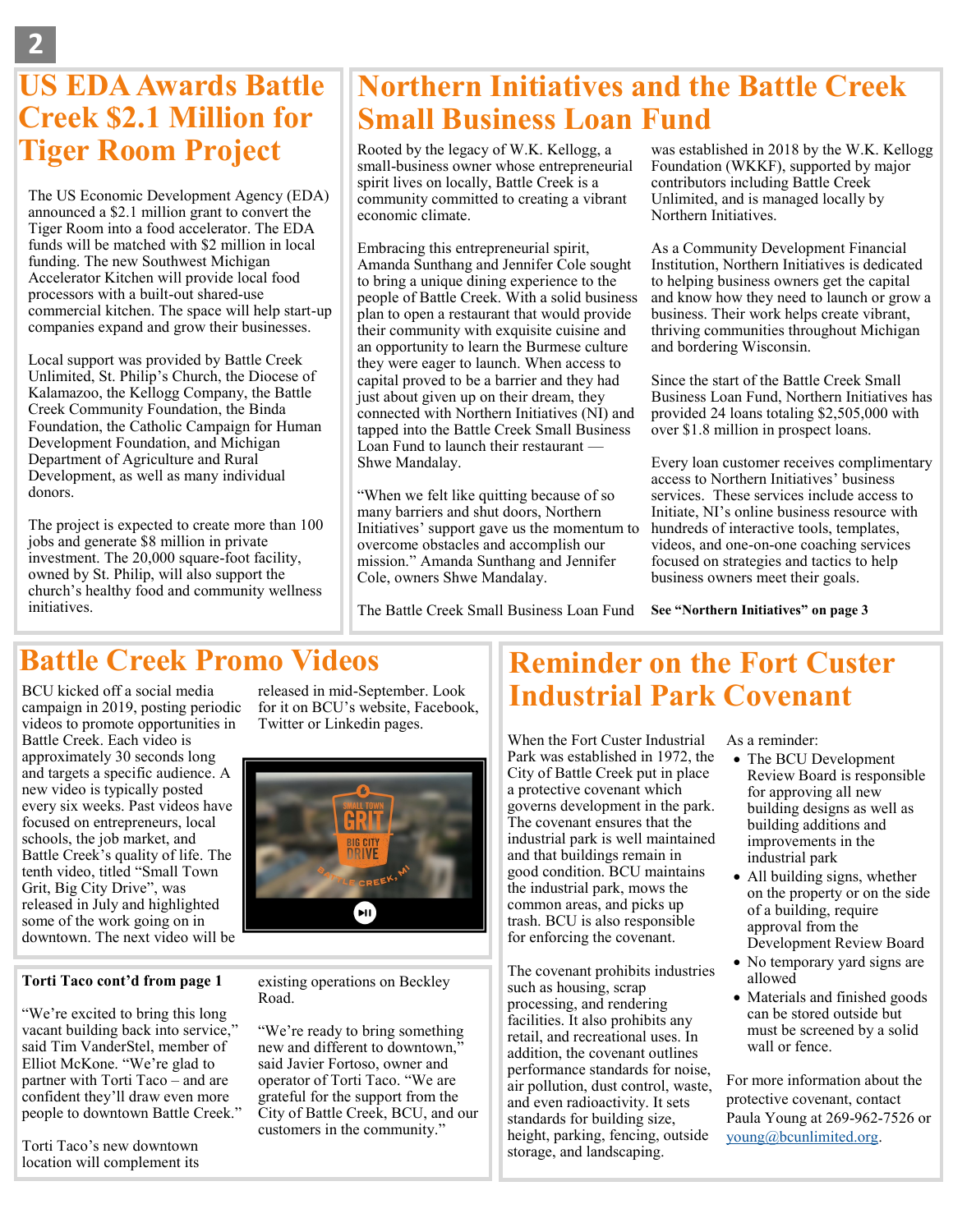# US EDA Awards Battle Creek $2.1 Million for Tiger Room Project

The US Economic Development Agency (EDA) announced a $2.1 million grant to convert the Tiger Room into a food accelerator. The EDA funds will be matched with $2 million in local funding. The new Southwest Michigan Accelerator Kitchen will provide local food processors with a built-out shared-use commercial kitchen. The space will help start-up companies expand and grow their businesses.

Local support was provided by Battle Creek Unlimited, St. Philip's Church, the Diocese of Kalamazoo, the Kellogg Company, the Battle Creek Community Foundation, the Binda Foundation, the Catholic Campaign for Human Development Foundation, and Michigan Department of Agriculture and Rural Development, as well as many individual donors.

The project is expected to create more than 100 jobs and generate $8 million in private investment. The 20,000 square-foot facility, owned by St. Philip, will also support the church's healthy food and community wellness initiatives.

# Northern Initiatives and the Battle Creek Small Business Loan Fund

Rooted by the legacy of W.K. Kellogg, a small-business owner whose entrepreneurial spirit lives on locally, Battle Creek is a community committed to creating a vibrant economic climate.

Embracing this entrepreneurial spirit, Amanda Sunthang and Jennifer Cole sought to bring a unique dining experience to the people of Battle Creek. With a solid business plan to open a restaurant that would provide their community with exquisite cuisine and an opportunity to learn the Burmese culture they were eager to launch. When access to capital proved to be a barrier and they had just about given up on their dream, they connected with Northern Initiatives (NI) and tapped into the Battle Creek Small Business Loan Fund to launch their restaurant — Shwe Mandalay.

"When we felt like quitting because of so many barriers and shut doors, Northern Initiatives' support gave us the momentum to overcome obstacles and accomplish our mission." Amanda Sunthang and Jennifer Cole, owners Shwe Mandalay.

The Battle Creek Small Business Loan Fund was established in 2018 by the W.K. Kellogg Foundation (WKKF), supported by major contributors including Battle Creek Unlimited, and is managed locally by Northern Initiatives.

As a Community Development Financial Institution, Northern Initiatives is dedicated to helping business owners get the capital and know how they need to launch or grow a business. Their work helps create vibrant, thriving communities throughout Michigan and bordering Wisconsin.

Since the start of the Battle Creek Small Business Loan Fund, Northern Initiatives has provided 24 loans totaling $2,505,000 with over $1.8 million in prospect loans.

Every loan customer receives complimentary access to Northern Initiatives' business services. These services include access to Initiate, NI's online business resource with hundreds of interactive tools, templates, videos, and one-on-one coaching services focused on strategies and tactics to help business owners meet their goals.

**See "Northern Initiatives" on page 3**

# Battle Creek Promo Videos

BCU kicked off a social media campaign in 2019, posting periodic videos to promote opportunities in Battle Creek. Each video is approximately 30 seconds long and targets a specific audience. A new video is typically posted every six weeks. Past videos have focused on entrepreneurs, local schools, the job market, and Battle Creek's quality of life. The tenth video, titled "Small Town Grit, Big City Drive", was released in July and highlighted some of the work going on in downtown. The next video will be released in mid-September. Look for it on BCU's website, Facebook, Twitter or Linkedin pages.

### Torti Taco cont'd from page 1

"We're excited to bring this long vacant building back into service," said Tim VanderStel, member of Elliot McKone. "We're glad to partner with Torti Taco – and are confident they'll draw even more people to downtown Battle Creek."

Torti Taco's new downtown location will complement its existing operations on Beckley Road.

"We're ready to bring something new and different to downtown," said Javier Fortoso, owner and operator of Torti Taco. "We are grateful for the support from the City of Battle Creek, BCU, and our customers in the community."

# Reminder on the Fort Custer Industrial Park Covenant

When the Fort Custer Industrial Park was established in 1972, the City of Battle Creek put in place a protective covenant which governs development in the park. The covenant ensures that the industrial park is well maintained and that buildings remain in good condition. BCU maintains the industrial park, mows the common areas, and picks up trash. BCU is also responsible for enforcing the covenant.

The covenant prohibits industries such as housing, scrap processing, and rendering facilities. It also prohibits any retail, and recreational uses. In addition, the covenant outlines performance standards for noise, air pollution, dust control, waste, and even radioactivity. It sets standards for building size, height, parking, fencing, outside storage, and landscaping.

As a reminder:

- The BCU Development Review Board is responsible for approving all new building designs as well as building additions and improvements in the industrial park
- All building signs, whether on the property or on the side of a building, require approval from the Development Review Board
- No temporary yard signs are allowed
- Materials and finished goods can be stored outside but must be screened by a solid wall or fence.

For more information about the protective covenant, contact Paula Young at 269-962-7526 or young@bcunlimited.org.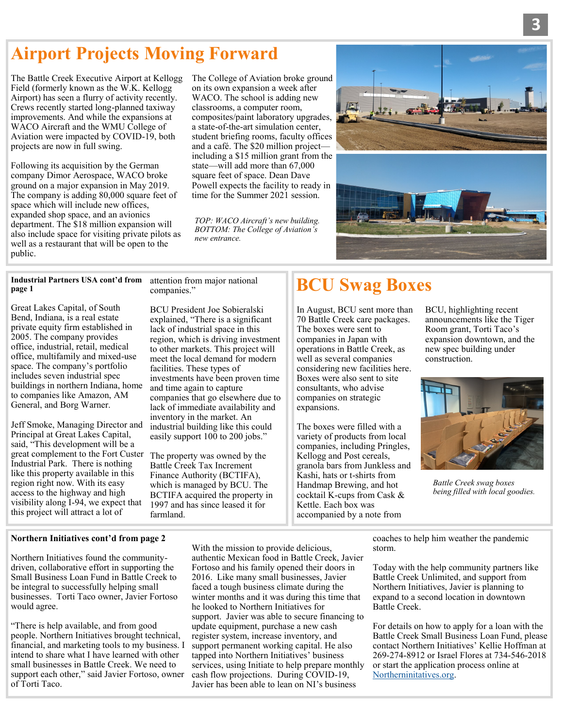# Airport Projects Moving Forward

The Battle Creek Executive Airport at Kellogg Field (formerly known as the W.K. Kellogg Airport) has seen a flurry of activity recently. Crews recently started long-planned taxiway improvements. And while the expansions at WACO Aircraft and the WMU College of Aviation were impacted by COVID-19, both projects are now in full swing.

Following its acquisition by the German company Dimor Aerospace, WACO broke ground on a major expansion in May 2019. The company is adding 80,000 square feet of space which will include new offices, expanded shop space, and an avionics department. The $18 million expansion will also include space for visiting private pilots as well as a restaurant that will be open to the public.

The College of Aviation broke ground on its own expansion a week after WACO. The school is adding new classrooms, a computer room, composites/paint laboratory upgrades, a state-of-the-art simulation center, student briefing rooms, faculty offices and a café. The $20 million project—including a $15 million grant from the state—will add more than 67,000 square feet of space. Dean Dave Powell expects the facility to ready in time for the Summer 2021 session.

*TOP: WACO Aircraft's new building. BOTTOM: The College of Aviation's new entrance.*

**Industrial Partners USA cont'd from page 1**

Great Lakes Capital, of South Bend, Indiana, is a real estate private equity firm established in 2005. The company provides office, industrial, retail, medical office, multifamily and mixed-use space. The company's portfolio includes seven industrial spec buildings in northern Indiana, home to companies like Amazon, AM General, and Borg Warner.

Jeff Smoke, Managing Director and Principal at Great Lakes Capital, said, "This development will be a great complement to the Fort Custer Industrial Park. There is nothing like this property available in this region right now. With its easy access to the highway and high visibility along I-94, we expect that this project will attract a lot of attention from major national companies."

BCU President Joe Sobieralski explained, "There is a significant lack of industrial space in this region, which is driving investment to other markets. This project will meet the local demand for modern facilities. These types of investments have been proven time and time again to capture companies that go elsewhere due to lack of immediate availability and inventory in the market. An industrial building like this could easily support 100 to 200 jobs."

The property was owned by the Battle Creek Tax Increment Finance Authority (BCTIFA), which is managed by BCU. The BCTIFA acquired the property in 1997 and has since leased it for farmland.

# BCU Swag Boxes

In August, BCU sent more than 70 Battle Creek care packages. The boxes were sent to companies in Japan with operations in Battle Creek, as well as several companies considering new facilities here. Boxes were also sent to site consultants, who advise companies on strategic expansions.

The boxes were filled with a variety of products from local companies, including Pringles, Kellogg and Post cereals, granola bars from Junkless and Kashi, hats or t-shirts from Handmap Brewing, and hot cocktail K-cups from Cask & Kettle. Each box was accompanied by a note from BCU, highlighting recent announcements like the Tiger Room grant, Torti Taco's expansion downtown, and the new spec building under construction.

*Battle Creek swag boxes being filled with local goodies.*

**Northern Initiatives cont'd from page 2**

Northern Initiatives found the community-driven, collaborative effort in supporting the Small Business Loan Fund in Battle Creek to be integral to successfully helping small businesses. Torti Taco owner, Javier Fortoso would agree.

"There is help available, and from good people. Northern Initiatives brought technical, financial, and marketing tools to my business. I intend to share what I have learned with other small businesses in Battle Creek. We need to support each other," said Javier Fortoso, owner of Torti Taco.

With the mission to provide delicious, authentic Mexican food in Battle Creek, Javier Fortoso and his family opened their doors in 2016. Like many small businesses, Javier faced a tough business climate during the winter months and it was during this time that he looked to Northern Initiatives for support. Javier was able to secure financing to update equipment, purchase a new cash register system, increase inventory, and support permanent working capital. He also tapped into Northern Initiatives' business services, using Initiate to help prepare monthly cash flow projections. During COVID-19, Javier has been able to lean on NI's business coaches to help him weather the pandemic storm.

Today with the help community partners like Battle Creek Unlimited, and support from Northern Initiatives, Javier is planning to expand to a second location in downtown Battle Creek.

For details on how to apply for a loan with the Battle Creek Small Business Loan Fund, please contact Northern Initiatives' Kellie Hoffman at 269-274-8912 or Israel Flores at 734-546-2018 or start the application process online at Northerninitatives.org.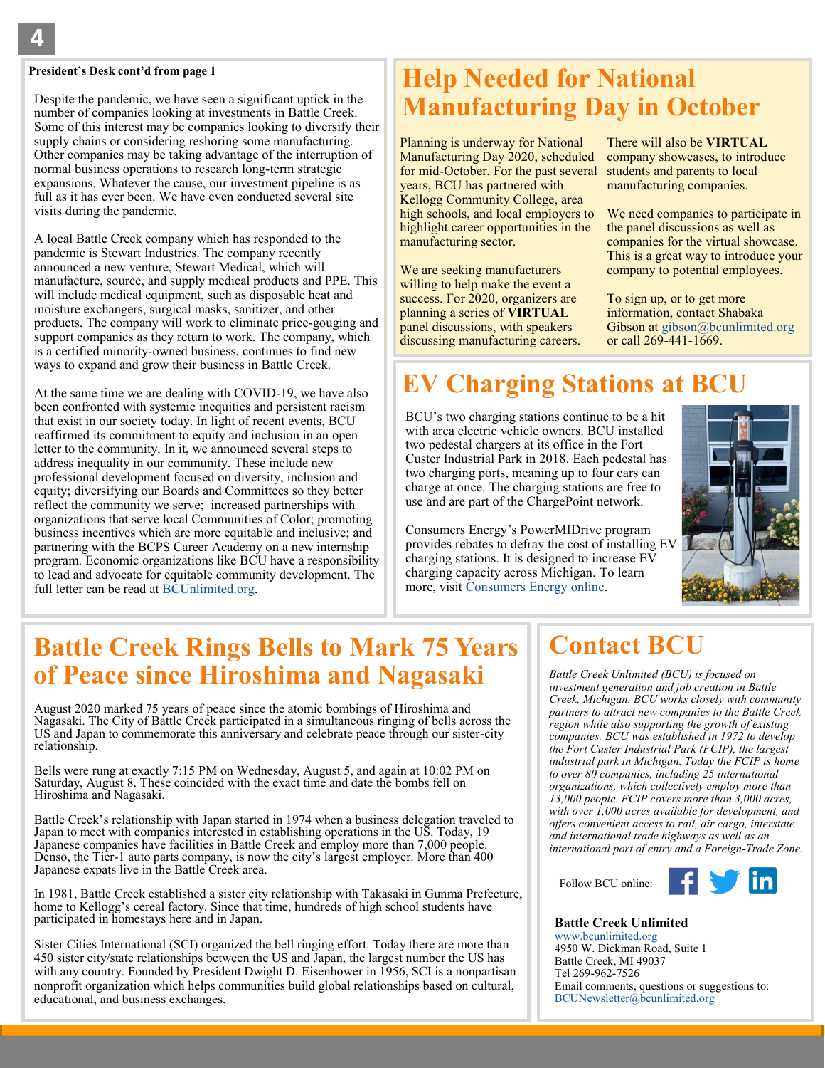**President's Desk cont'd from page 1**

Despite the pandemic, we have seen a significant uptick in the number of companies looking at investments in Battle Creek. Some of this interest may be companies looking to diversify their supply chains or considering reshoring some manufacturing. Other companies may be taking advantage of the interruption of normal business operations to research long-term strategic expansions. Whatever the cause, our investment pipeline is as full as it has ever been. We have even conducted several site visits during the pandemic.

A local Battle Creek company which has responded to the pandemic is Stewart Industries. The company recently announced a new venture, Stewart Medical, which will manufacture, source, and supply medical products and PPE. This will include medical equipment, such as disposable heat and moisture exchangers, surgical masks, sanitizer, and other products. The company will work to eliminate price-gouging and support companies as they return to work. The company, which is a certified minority-owned business, continues to find new ways to expand and grow their business in Battle Creek.

At the same time we are dealing with COVID-19, we have also been confronted with systemic inequities and persistent racism that exist in our society today. In light of recent events, BCU reaffirmed its commitment to equity and inclusion in an open letter to the community. In it, we announced several steps to address inequality in our community. These include new professional development focused on diversity, inclusion and equity; diversifying our Boards and Committees so they better reflect the community we serve; increased partnerships with organizations that serve local Communities of Color; promoting business incentives which are more equitable and inclusive; and partnering with the BCPS Career Academy on a new internship program. Economic organizations like BCU have a responsibility to lead and advocate for equitable community development. The full letter can be read at BCUnlimited.org.

# Help Needed for National Manufacturing Day in October

Planning is underway for National Manufacturing Day 2020, scheduled for mid-October. For the past several years, BCU has partnered with Kellogg Community College, area high schools, and local employers to highlight career opportunities in the manufacturing sector.

We are seeking manufacturers willing to help make the event a success. For 2020, organizers are planning a series of **VIRTUAL** panel discussions, with speakers discussing manufacturing careers.

There will also be **VIRTUAL** company showcases, to introduce students and parents to local manufacturing companies.

We need companies to participate in the panel discussions as well as companies for the virtual showcase. This is a great way to introduce your company to potential employees.

To sign up, or to get more information, contact Shabaka Gibson at gibson@bcunlimited.org or call 269-441-1669.

# EV Charging Stations at BCU

BCU's two charging stations continue to be a hit with area electric vehicle owners. BCU installed two pedestal chargers at its office in the Fort Custer Industrial Park in 2018. Each pedestal has two charging ports, meaning up to four cars can charge at once. The charging stations are free to use and are part of the ChargePoint network.

Consumers Energy's PowerMIDrive program provides rebates to defray the cost of installing EV charging stations. It is designed to increase EV charging capacity across Michigan. To learn more, visit Consumers Energy online.

# Battle Creek Rings Bells to Mark 75 Years of Peace since Hiroshima and Nagasaki

August 2020 marked 75 years of peace since the atomic bombings of Hiroshima and Nagasaki. The City of Battle Creek participated in a simultaneous ringing of bells across the US and Japan to commemorate this anniversary and celebrate peace through our sister-city relationship.

Bells were rung at exactly 7:15 PM on Wednesday, August 5, and again at 10:02 PM on Saturday, August 8. These coincided with the exact time and date the bombs fell on Hiroshima and Nagasaki.

Battle Creek's relationship with Japan started in 1974 when a business delegation traveled to Japan to meet with companies interested in establishing operations in the US. Today, 19 Japanese companies have facilities in Battle Creek and employ more than 7,000 people. Denso, the Tier-1 auto parts company, is now the city's largest employer. More than 400 Japanese expats live in the Battle Creek area.

In 1981, Battle Creek established a sister city relationship with Takasaki in Gunma Prefecture, home to Kellogg's cereal factory. Since that time, hundreds of high school students have participated in homestays here and in Japan.

Sister Cities International (SCI) organized the bell ringing effort. Today there are more than 450 sister city/state relationships between the US and Japan, the largest number the US has with any country. Founded by President Dwight D. Eisenhower in 1956, SCI is a nonpartisan nonprofit organization which helps communities build global relationships based on cultural, educational, and business exchanges.

# Contact BCU

*Battle Creek Unlimited (BCU) is focused on investment generation and job creation in Battle Creek, Michigan. BCU works closely with community partners to attract new companies to the Battle Creek region while also supporting the growth of existing companies. BCU was established in 1972 to develop the Fort Custer Industrial Park (FCIP), the largest industrial park in Michigan. Today the FCIP is home to over 80 companies, including 25 international organizations, which collectively employ more than 13,000 people. FCIP covers more than 3,000 acres, with over 1,000 acres available for development, and offers convenient access to rail, air cargo, interstate and international trade highways as well as an international port of entry and a Foreign-Trade Zone.*

Follow BCU online:

**Battle Creek Unlimited**
www.bcunlimited.org
4950 W. Dickman Road, Suite 1
Battle Creek, MI 49037
Tel 269-962-7526
Email comments, questions or suggestions to:
BCUNewsletter@bcunlimited.org